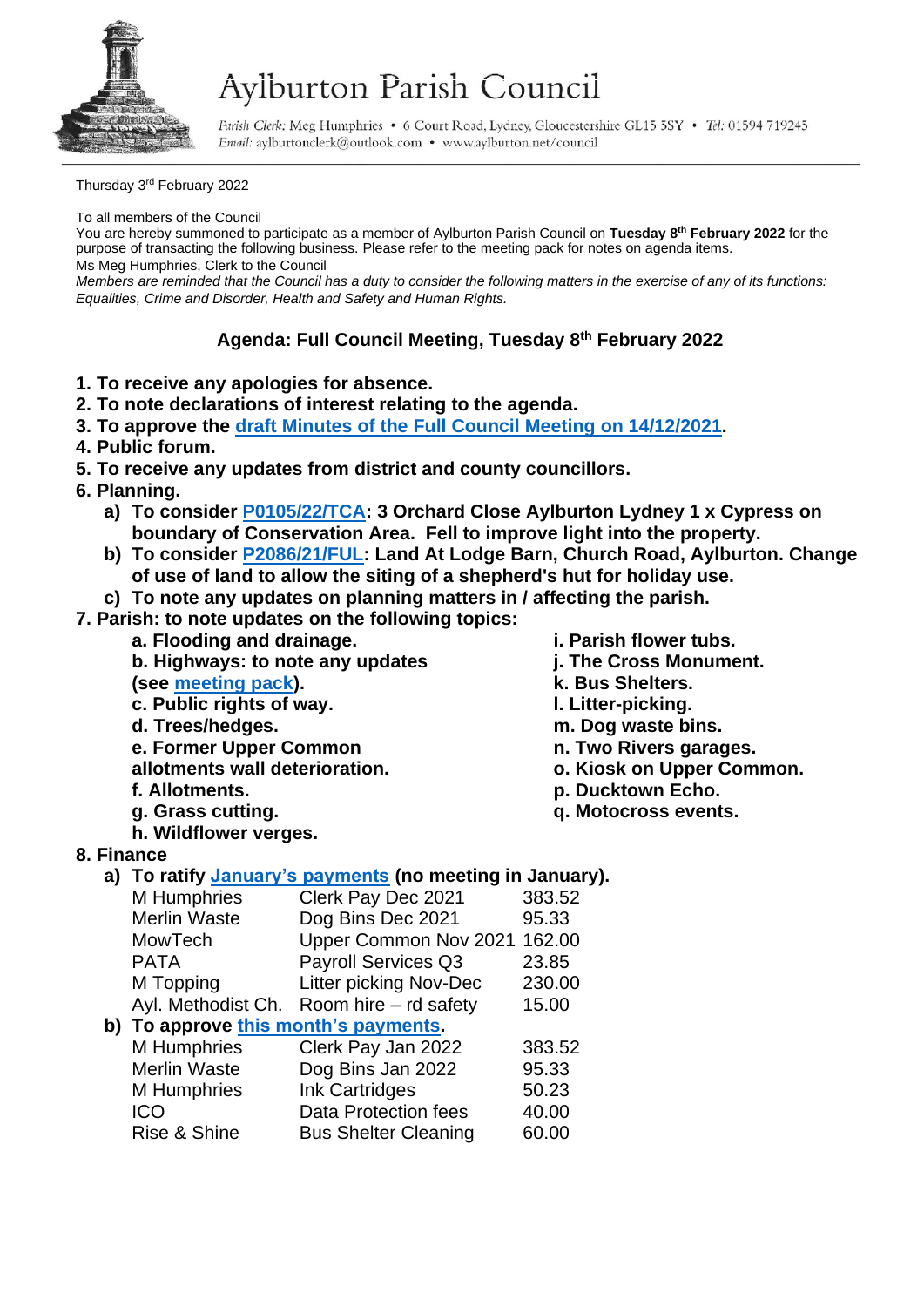# Aylburton Parish Council

*Parish Clerk:* Meg Humphries • 6 Court Road, Lydney, Gloucestershire GL15 5SY • *Tel:* 01594 719245
*Email:* aylburtonclerk@outlook.com • www.aylburton.net/council

Thursday 3rd February 2022

To all members of the Council

You are hereby summoned to participate as a member of Aylburton Parish Council on **Tuesday 8th February 2022** for the purpose of transacting the following business. Please refer to the meeting pack for notes on agenda items.

Ms Meg Humphries, Clerk to the Council

*Members are reminded that the Council has a duty to consider the following matters in the exercise of any of its functions: Equalities, Crime and Disorder, Health and Safety and Human Rights.*

## Agenda: Full Council Meeting, Tuesday 8th February 2022

1. **To receive any apologies for absence.**
2. **To note declarations of interest relating to the agenda.**
3. **To approve the draft Minutes of the Full Council Meeting on 14/12/2021.**
4. **Public forum.**
5. **To receive any updates from district and county councillors.**
6. **Planning.**
   - a) **To consider P0105/22/TCA: 3 Orchard Close Aylburton Lydney 1 x Cypress on boundary of Conservation Area. Fell to improve light into the property.**
   - b) **To consider P2086/21/FUL: Land At Lodge Barn, Church Road, Aylburton. Change of use of land to allow the siting of a shepherd's hut for holiday use.**
   - c) **To note any updates on planning matters in / affecting the parish.**
7. **Parish: to note updates on the following topics:**
   - **a. Flooding and drainage.**
   - **b. Highways: to note any updates (see meeting pack).**
   - **c. Public rights of way.**
   - **d. Trees/hedges.**
   - **e. Former Upper Common allotments wall deterioration.**
   - **f. Allotments.**
   - **g. Grass cutting.**
   - **h. Wildflower verges.**
   - **i. Parish flower tubs.**
   - **j. The Cross Monument.**
   - **k. Bus Shelters.**
   - **l. Litter-picking.**
   - **m. Dog waste bins.**
   - **n. Two Rivers garages.**
   - **o. Kiosk on Upper Common.**
   - **p. Ducktown Echo.**
   - **q. Motocross events.**
8. **Finance**
   - a) **To ratify January's payments (no meeting in January).**

| | | |
|---|---|---|
| M Humphries | Clerk Pay Dec 2021 | 383.52 |
| Merlin Waste | Dog Bins Dec 2021 | 95.33 |
| MowTech | Upper Common Nov 2021 | 162.00 |
| PATA | Payroll Services Q3 | 23.85 |
| M Topping | Litter picking Nov-Dec | 230.00 |
| Ayl. Methodist Ch. | Room hire – rd safety | 15.00 |

   - b) **To approve this month's payments.**

| | | |
|---|---|---|
| M Humphries | Clerk Pay Jan 2022 | 383.52 |
| Merlin Waste | Dog Bins Jan 2022 | 95.33 |
| M Humphries | Ink Cartridges | 50.23 |
| ICO | Data Protection fees | 40.00 |
| Rise & Shine | Bus Shelter Cleaning | 60.00 |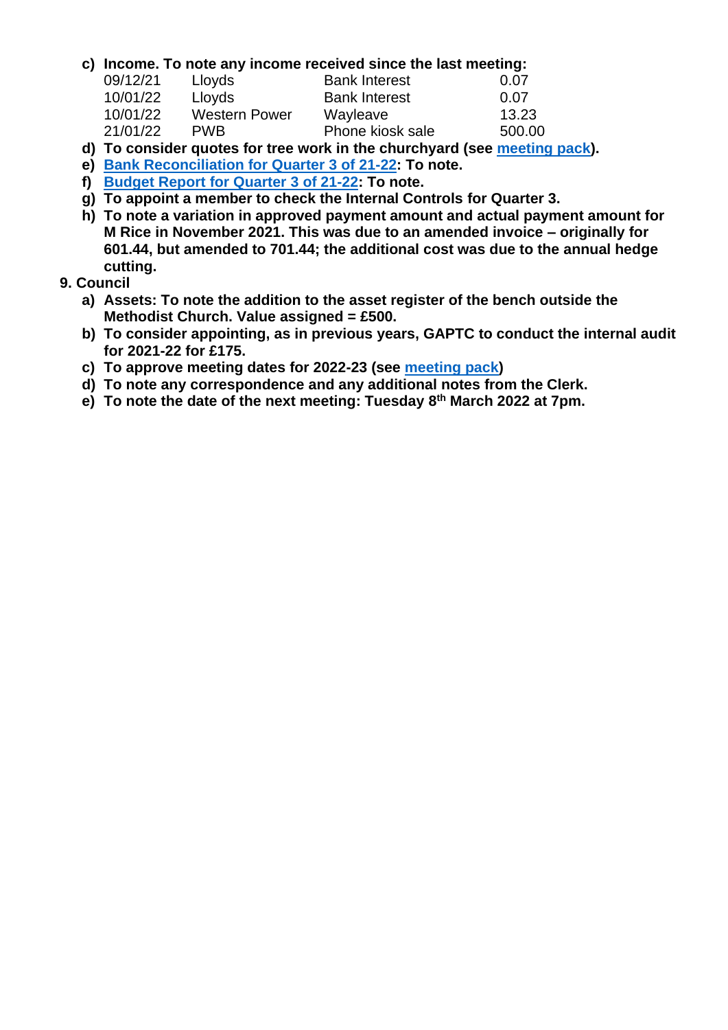c) **Income. To note any income received since the last meeting:**

| | | | |
|---|---|---|---|
| 09/12/21 | Lloyds | Bank Interest | 0.07 |
| 10/01/22 | Lloyds | Bank Interest | 0.07 |
| 10/01/22 | Western Power | Wayleave | 13.23 |
| 21/01/22 | PWB | Phone kiosk sale | 500.00 |

d) **To consider quotes for tree work in the churchyard (see meeting pack).**

e) **Bank Reconciliation for Quarter 3 of 21-22: To note.**

f) **Budget Report for Quarter 3 of 21-22: To note.**

g) **To appoint a member to check the Internal Controls for Quarter 3.**

h) **To note a variation in approved payment amount and actual payment amount for M Rice in November 2021. This was due to an amended invoice – originally for 601.44, but amended to 701.44; the additional cost was due to the annual hedge cutting.**

**9. Council**

a) **Assets: To note the addition to the asset register of the bench outside the Methodist Church. Value assigned = £500.**

b) **To consider appointing, as in previous years, GAPTC to conduct the internal audit for 2021-22 for £175.**

c) **To approve meeting dates for 2022-23 (see meeting pack)**

d) **To note any correspondence and any additional notes from the Clerk.**

e) **To note the date of the next meeting: Tuesday 8th March 2022 at 7pm.**